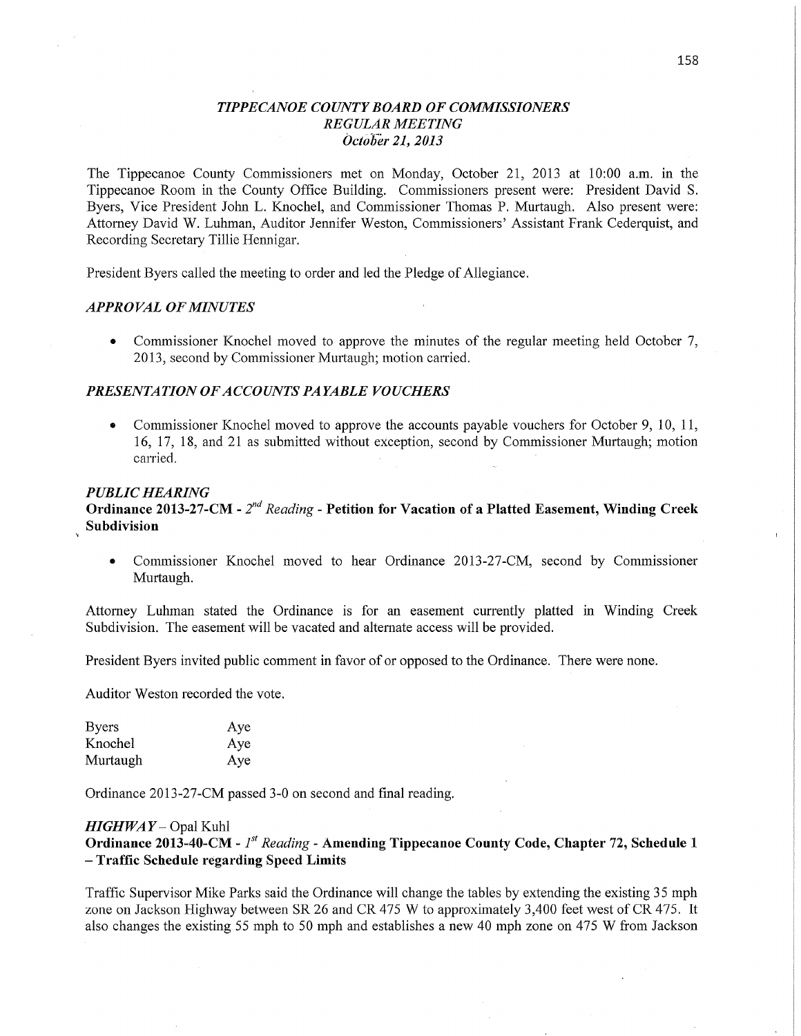# *TIPPECANOE COUNTY BOARD OF COMMISSIONERS*
## *REGULAR MEETING*
## *October 21, 2013*

The Tippecanoe County Commissioners met on Monday, October 21, 2013 at 10:00 a.m. in the Tippecanoe Room in the County Office Building. Commissioners present were: President David S. Byers, Vice President John L. Knochel, and Commissioner Thomas P. Murtaugh. Also present were: Attorney David W. Luhman, Auditor Jennifer Weston, Commissioners' Assistant Frank Cederquist, and Recording Secretary Tillie Hennigar.

President Byers called the meeting to order and led the Pledge of Allegiance.

### *APPROVAL OF MINUTES*

- Commissioner Knochel moved to approve the minutes of the regular meeting held October 7, 2013, second by Commissioner Murtaugh; motion carried.

### *PRESENTATION OF ACCOUNTS PAYABLE VOUCHERS*

- Commissioner Knochel moved to approve the accounts payable vouchers for October 9, 10, 11, 16, 17, 18, and 21 as submitted without exception, second by Commissioner Murtaugh; motion carried.

### *PUBLIC HEARING*
**Ordinance 2013-27-CM - *2nd Reading* - Petition for Vacation of a Platted Easement, Winding Creek Subdivision**

- Commissioner Knochel moved to hear Ordinance 2013-27-CM, second by Commissioner Murtaugh.

Attorney Luhman stated the Ordinance is for an easement currently platted in Winding Creek Subdivision. The easement will be vacated and alternate access will be provided.

President Byers invited public comment in favor of or opposed to the Ordinance. There were none.

Auditor Weston recorded the vote.

| | |
|---|---|
| Byers | Aye |
| Knochel | Aye |
| Murtaugh | Aye |

Ordinance 2013-27-CM passed 3-0 on second and final reading.

### *HIGHWAY* – Opal Kuhl
**Ordinance 2013-40-CM - *1st Reading* - Amending Tippecanoe County Code, Chapter 72, Schedule 1 – Traffic Schedule regarding Speed Limits**

Traffic Supervisor Mike Parks said the Ordinance will change the tables by extending the existing 35 mph zone on Jackson Highway between SR 26 and CR 475 W to approximately 3,400 feet west of CR 475. It also changes the existing 55 mph to 50 mph and establishes a new 40 mph zone on 475 W from Jackson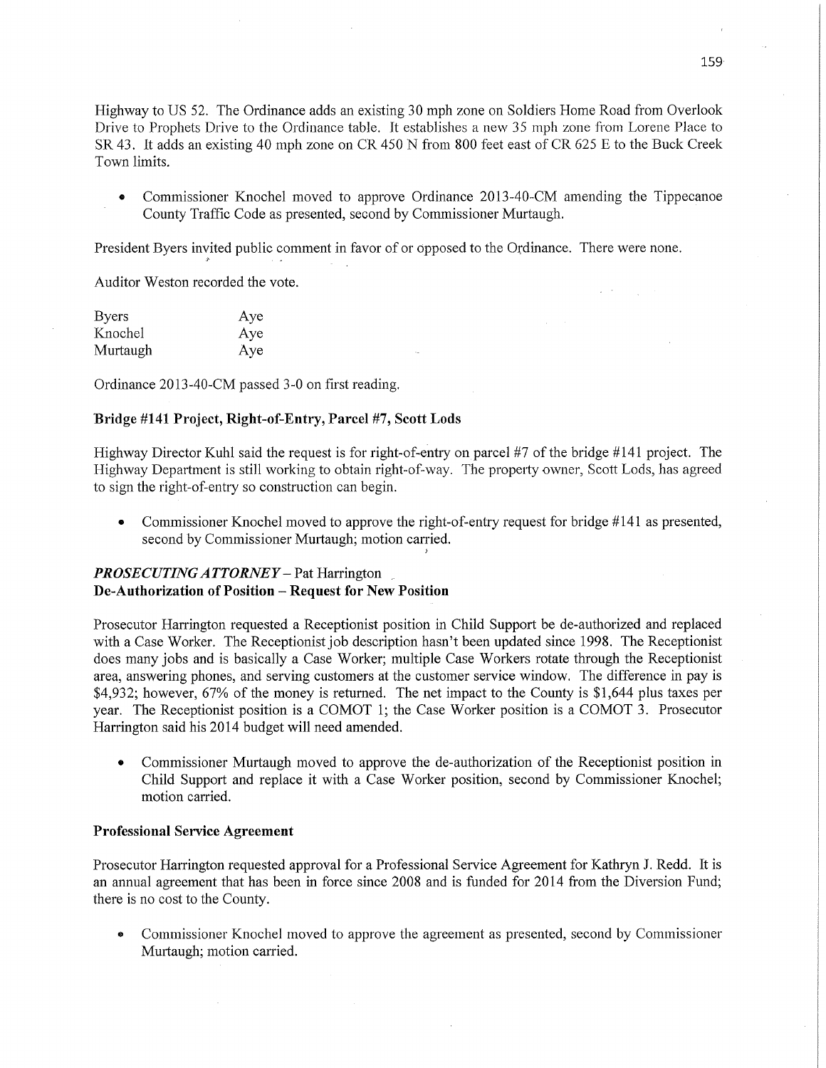Highway to US 52. The Ordinance adds an existing 30 mph zone on Soldiers Home Road from Overlook Drive to Prophets Drive to the Ordinance table. It establishes a new 35 mph zone from Lorene Place to SR 43. It adds an existing 40 mph zone on CR 450 N from 800 feet east of CR 625 E to the Buck Creek Town limits.

- Commissioner Knochel moved to approve Ordinance 2013-40-CM amending the Tippecanoe County Traffic Code as presented, second by Commissioner Murtaugh.

President Byers invited public comment in favor of or opposed to the Ordinance. There were none.

Auditor Weston recorded the vote.

| | |
|---|---|
| Byers | Aye |
| Knochel | Aye |
| Murtaugh | Aye |

Ordinance 2013-40-CM passed 3-0 on first reading.

**Bridge #141 Project, Right-of-Entry, Parcel #7, Scott Lods**

Highway Director Kuhl said the request is for right-of-entry on parcel #7 of the bridge #141 project. The Highway Department is still working to obtain right-of-way. The property owner, Scott Lods, has agreed to sign the right-of-entry so construction can begin.

- Commissioner Knochel moved to approve the right-of-entry request for bridge #141 as presented, second by Commissioner Murtaugh; motion carried.

***PROSECUTING ATTORNEY*** – Pat Harrington

**De-Authorization of Position – Request for New Position**

Prosecutor Harrington requested a Receptionist position in Child Support be de-authorized and replaced with a Case Worker. The Receptionist job description hasn't been updated since 1998. The Receptionist does many jobs and is basically a Case Worker; multiple Case Workers rotate through the Receptionist area, answering phones, and serving customers at the customer service window. The difference in pay is $4,932; however, 67% of the money is returned. The net impact to the County is $1,644 plus taxes per year. The Receptionist position is a COMOT 1; the Case Worker position is a COMOT 3. Prosecutor Harrington said his 2014 budget will need amended.

- Commissioner Murtaugh moved to approve the de-authorization of the Receptionist position in Child Support and replace it with a Case Worker position, second by Commissioner Knochel; motion carried.

**Professional Service Agreement**

Prosecutor Harrington requested approval for a Professional Service Agreement for Kathryn J. Redd. It is an annual agreement that has been in force since 2008 and is funded for 2014 from the Diversion Fund; there is no cost to the County.

- Commissioner Knochel moved to approve the agreement as presented, second by Commissioner Murtaugh; motion carried.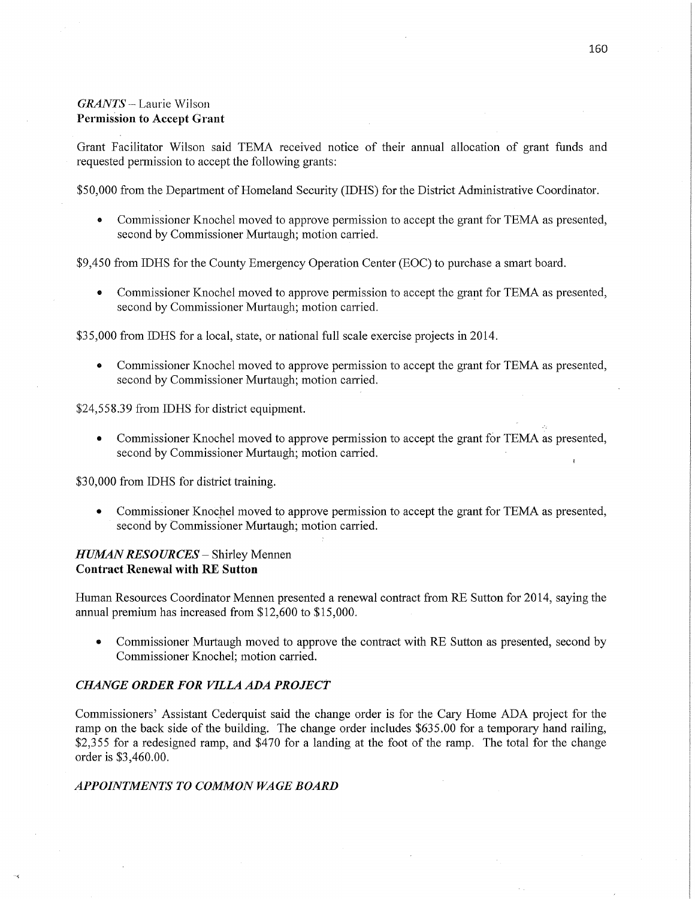*GRANTS* – Laurie Wilson
**Permission to Accept Grant**

Grant Facilitator Wilson said TEMA received notice of their annual allocation of grant funds and requested permission to accept the following grants:

$50,000 from the Department of Homeland Security (IDHS) for the District Administrative Coordinator.

- Commissioner Knochel moved to approve permission to accept the grant for TEMA as presented, second by Commissioner Murtaugh; motion carried.

$9,450 from IDHS for the County Emergency Operation Center (EOC) to purchase a smart board.

- Commissioner Knochel moved to approve permission to accept the grant for TEMA as presented, second by Commissioner Murtaugh; motion carried.

$35,000 from IDHS for a local, state, or national full scale exercise projects in 2014.

- Commissioner Knochel moved to approve permission to accept the grant for TEMA as presented, second by Commissioner Murtaugh; motion carried.

$24,558.39 from IDHS for district equipment.

- Commissioner Knochel moved to approve permission to accept the grant for TEMA as presented, second by Commissioner Murtaugh; motion carried.

$30,000 from IDHS for district training.

- Commissioner Knochel moved to approve permission to accept the grant for TEMA as presented, second by Commissioner Murtaugh; motion carried.

*HUMAN RESOURCES* – Shirley Mennen
**Contract Renewal with RE Sutton**

Human Resources Coordinator Mennen presented a renewal contract from RE Sutton for 2014, saying the annual premium has increased from $12,600 to $15,000.

- Commissioner Murtaugh moved to approve the contract with RE Sutton as presented, second by Commissioner Knochel; motion carried.

***CHANGE ORDER FOR VILLA ADA PROJECT***

Commissioners' Assistant Cederquist said the change order is for the Cary Home ADA project for the ramp on the back side of the building. The change order includes $635.00 for a temporary hand railing, $2,355 for a redesigned ramp, and $470 for a landing at the foot of the ramp. The total for the change order is $3,460.00.

***APPOINTMENTS TO COMMON WAGE BOARD***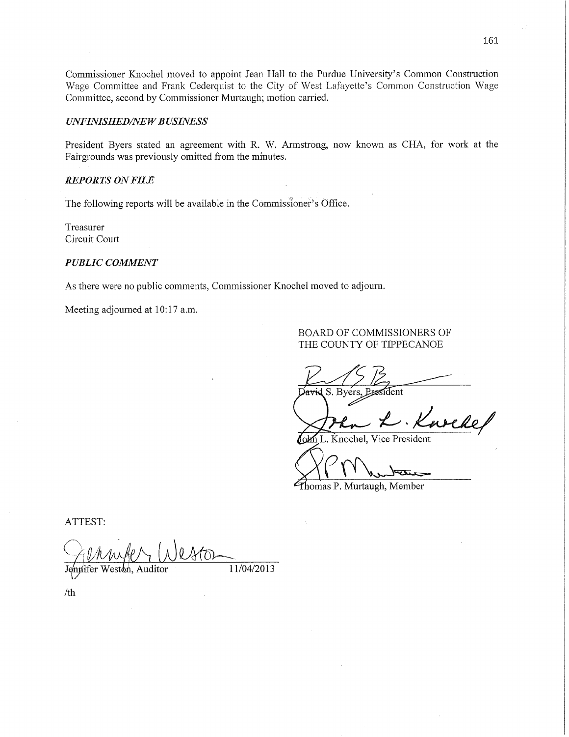Commissioner Knochel moved to appoint Jean Hall to the Purdue University's Common Construction Wage Committee and Frank Cederquist to the City of West Lafayette's Common Construction Wage Committee, second by Commissioner Murtaugh; motion carried.

### *UNFINISHED/NEW BUSINESS*

President Byers stated an agreement with R. W. Armstrong, now known as CHA, for work at the Fairgrounds was previously omitted from the minutes.

### *REPORTS ON FILE*

The following reports will be available in the Commissioner's Office.

Treasurer
Circuit Court

### *PUBLIC COMMENT*

As there were no public comments, Commissioner Knochel moved to adjourn.

Meeting adjourned at 10:17 a.m.

BOARD OF COMMISSIONERS OF
THE COUNTY OF TIPPECANOE

David S. Byers, President

John L. Knochel, Vice President

Thomas P. Murtaugh, Member

ATTEST:

Jennifer Weston, Auditor 11/04/2013

/th